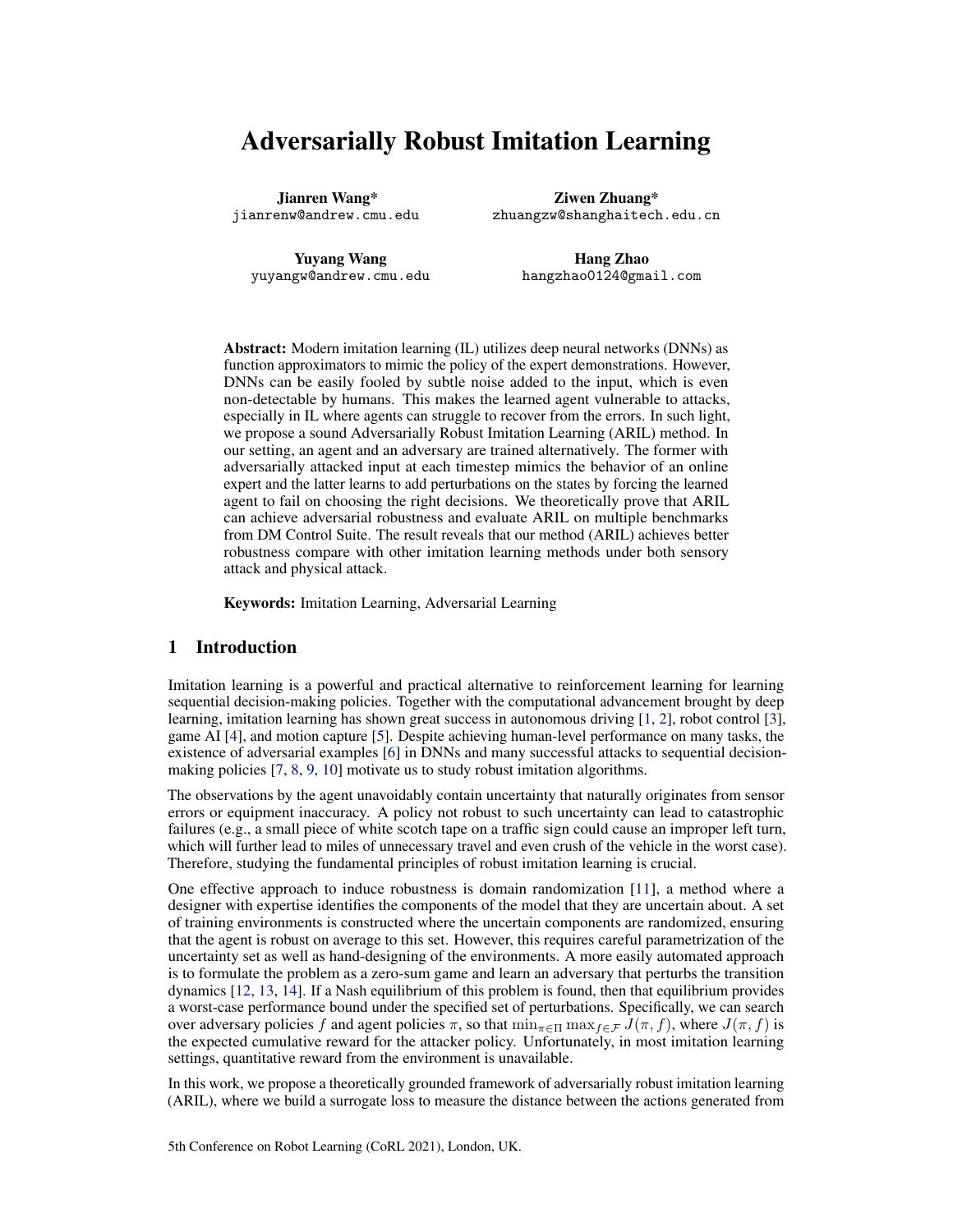# Adversarially Robust Imitation Learning

**Jianren Wang***
jianrenw@andrew.cmu.edu

**Ziwen Zhuang***
zhuangzw@shanghaitech.edu.cn

**Yuyang Wang**
yuyangw@andrew.cmu.edu

**Hang Zhao**
hangzhao0124@gmail.com

**Abstract:** Modern imitation learning (IL) utilizes deep neural networks (DNNs) as function approximators to mimic the policy of the expert demonstrations. However, DNNs can be easily fooled by subtle noise added to the input, which is even non-detectable by humans. This makes the learned agent vulnerable to attacks, especially in IL where agents can struggle to recover from the errors. In such light, we propose a sound Adversarially Robust Imitation Learning (ARIL) method. In our setting, an agent and an adversary are trained alternatively. The former with adversarially attacked input at each timestep mimics the behavior of an online expert and the latter learns to add perturbations on the states by forcing the learned agent to fail on choosing the right decisions. We theoretically prove that ARIL can achieve adversarial robustness and evaluate ARIL on multiple benchmarks from DM Control Suite. The result reveals that our method (ARIL) achieves better robustness compare with other imitation learning methods under both sensory attack and physical attack.

**Keywords:** Imitation Learning, Adversarial Learning

## 1 Introduction

Imitation learning is a powerful and practical alternative to reinforcement learning for learning sequential decision-making policies. Together with the computational advancement brought by deep learning, imitation learning has shown great success in autonomous driving [1, 2], robot control [3], game AI [4], and motion capture [5]. Despite achieving human-level performance on many tasks, the existence of adversarial examples [6] in DNNs and many successful attacks to sequential decision-making policies [7, 8, 9, 10] motivate us to study robust imitation algorithms.

The observations by the agent unavoidably contain uncertainty that naturally originates from sensor errors or equipment inaccuracy. A policy not robust to such uncertainty can lead to catastrophic failures (e.g., a small piece of white scotch tape on a traffic sign could cause an improper left turn, which will further lead to miles of unnecessary travel and even crush of the vehicle in the worst case). Therefore, studying the fundamental principles of robust imitation learning is crucial.

One effective approach to induce robustness is domain randomization [11], a method where a designer with expertise identifies the components of the model that they are uncertain about. A set of training environments is constructed where the uncertain components are randomized, ensuring that the agent is robust on average to this set. However, this requires careful parametrization of the uncertainty set as well as hand-designing of the environments. A more easily automated approach is to formulate the problem as a zero-sum game and learn an adversary that perturbs the transition dynamics [12, 13, 14]. If a Nash equilibrium of this problem is found, then that equilibrium provides a worst-case performance bound under the specified set of perturbations. Specifically, we can search over adversary policies $f$ and agent policies $\pi$, so that $\min_{\pi \in \Pi} \max_{f \in \mathcal{F}} J(\pi, f)$, where $J(\pi, f)$ is the expected cumulative reward for the attacker policy. Unfortunately, in most imitation learning settings, quantitative reward from the environment is unavailable.

In this work, we propose a theoretically grounded framework of adversarially robust imitation learning (ARIL), where we build a surrogate loss to measure the distance between the actions generated from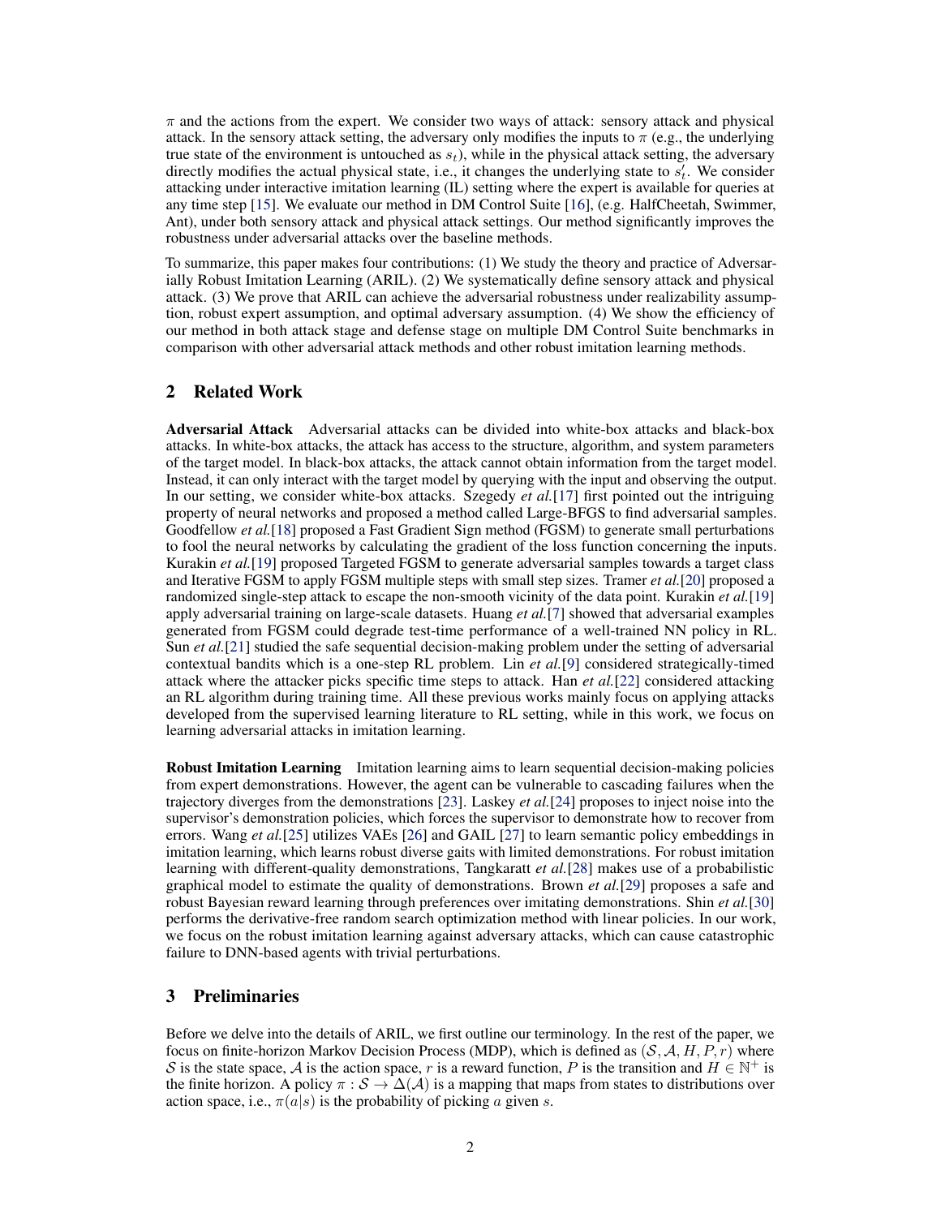$\pi$ and the actions from the expert. We consider two ways of attack: sensory attack and physical attack. In the sensory attack setting, the adversary only modifies the inputs to $\pi$ (e.g., the underlying true state of the environment is untouched as $s_t$), while in the physical attack setting, the adversary directly modifies the actual physical state, i.e., it changes the underlying state to $s'_t$. We consider attacking under interactive imitation learning (IL) setting where the expert is available for queries at any time step [15]. We evaluate our method in DM Control Suite [16], (e.g. HalfCheetah, Swimmer, Ant), under both sensory attack and physical attack settings. Our method significantly improves the robustness under adversarial attacks over the baseline methods.

To summarize, this paper makes four contributions: (1) We study the theory and practice of Adversarially Robust Imitation Learning (ARIL). (2) We systematically define sensory attack and physical attack. (3) We prove that ARIL can achieve the adversarial robustness under realizability assumption, robust expert assumption, and optimal adversary assumption. (4) We show the efficiency of our method in both attack stage and defense stage on multiple DM Control Suite benchmarks in comparison with other adversarial attack methods and other robust imitation learning methods.

## 2 Related Work

**Adversarial Attack** Adversarial attacks can be divided into white-box attacks and black-box attacks. In white-box attacks, the attack has access to the structure, algorithm, and system parameters of the target model. In black-box attacks, the attack cannot obtain information from the target model. Instead, it can only interact with the target model by querying with the input and observing the output. In our setting, we consider white-box attacks. Szegedy *et al.*[17] first pointed out the intriguing property of neural networks and proposed a method called Large-BFGS to find adversarial samples. Goodfellow *et al.*[18] proposed a Fast Gradient Sign method (FGSM) to generate small perturbations to fool the neural networks by calculating the gradient of the loss function concerning the inputs. Kurakin *et al.*[19] proposed Targeted FGSM to generate adversarial samples towards a target class and Iterative FGSM to apply FGSM multiple steps with small step sizes. Tramer *et al.*[20] proposed a randomized single-step attack to escape the non-smooth vicinity of the data point. Kurakin *et al.*[19] apply adversarial training on large-scale datasets. Huang *et al.*[7] showed that adversarial examples generated from FGSM could degrade test-time performance of a well-trained NN policy in RL. Sun *et al.*[21] studied the safe sequential decision-making problem under the setting of adversarial contextual bandits which is a one-step RL problem. Lin *et al.*[9] considered strategically-timed attack where the attacker picks specific time steps to attack. Han *et al.*[22] considered attacking an RL algorithm during training time. All these previous works mainly focus on applying attacks developed from the supervised learning literature to RL setting, while in this work, we focus on learning adversarial attacks in imitation learning.

**Robust Imitation Learning** Imitation learning aims to learn sequential decision-making policies from expert demonstrations. However, the agent can be vulnerable to cascading failures when the trajectory diverges from the demonstrations [23]. Laskey *et al.*[24] proposes to inject noise into the supervisor's demonstration policies, which forces the supervisor to demonstrate how to recover from errors. Wang *et al.*[25] utilizes VAEs [26] and GAIL [27] to learn semantic policy embeddings in imitation learning, which learns robust diverse gaits with limited demonstrations. For robust imitation learning with different-quality demonstrations, Tangkaratt *et al.*[28] makes use of a probabilistic graphical model to estimate the quality of demonstrations. Brown *et al.*[29] proposes a safe and robust Bayesian reward learning through preferences over imitating demonstrations. Shin *et al.*[30] performs the derivative-free random search optimization method with linear policies. In our work, we focus on the robust imitation learning against adversary attacks, which can cause catastrophic failure to DNN-based agents with trivial perturbations.

## 3 Preliminaries

Before we delve into the details of ARIL, we first outline our terminology. In the rest of the paper, we focus on finite-horizon Markov Decision Process (MDP), which is defined as $(\mathcal{S}, \mathcal{A}, H, P, r)$ where $\mathcal{S}$ is the state space, $\mathcal{A}$ is the action space, $r$ is a reward function, $P$ is the transition and $H \in \mathbb{N}^+$ is the finite horizon. A policy $\pi : \mathcal{S} \to \Delta(\mathcal{A})$ is a mapping that maps from states to distributions over action space, i.e., $\pi(a|s)$ is the probability of picking $a$ given $s$.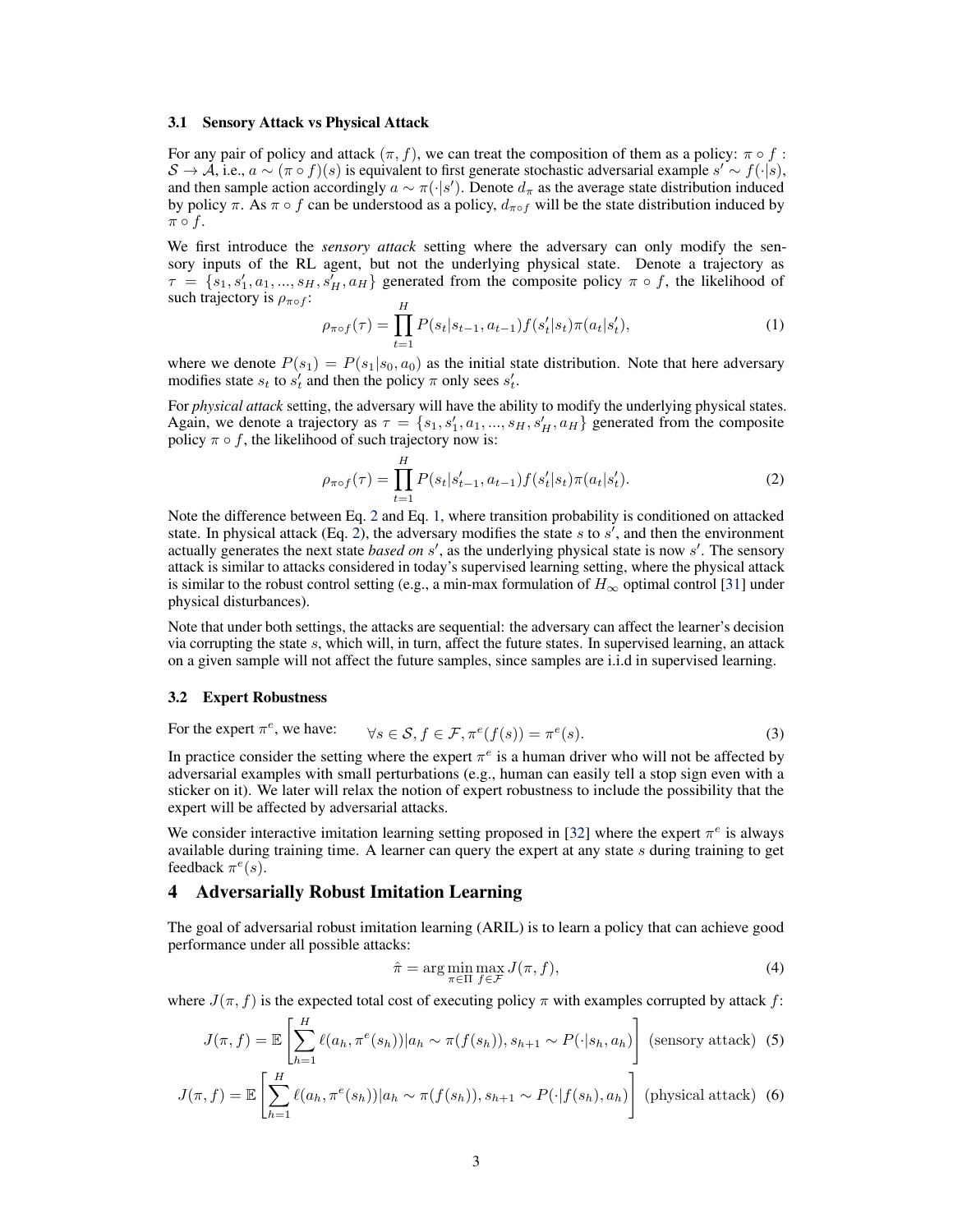### 3.1 Sensory Attack vs Physical Attack

For any pair of policy and attack $(\pi, f)$, we can treat the composition of them as a policy: $\pi \circ f : \mathcal{S} \to \mathcal{A}$, i.e., $a \sim (\pi \circ f)(s)$ is equivalent to first generate stochastic adversarial example $s' \sim f(\cdot|s)$, and then sample action accordingly $a \sim \pi(\cdot|s')$. Denote $d_\pi$ as the average state distribution induced by policy $\pi$. As $\pi \circ f$ can be understood as a policy, $d_{\pi \circ f}$ will be the state distribution induced by $\pi \circ f$.

We first introduce the *sensory attack* setting where the adversary can only modify the sensory inputs of the RL agent, but not the underlying physical state. Denote a trajectory as $\tau = \{s_1, s_1', a_1, ..., s_H, s_H', a_H\}$ generated from the composite policy $\pi \circ f$, the likelihood of such trajectory is $\rho_{\pi \circ f}$:

$$\rho_{\pi \circ f}(\tau) = \prod_{t=1}^{H} P(s_t|s_{t-1}, a_{t-1}) f(s_t'|s_t) \pi(a_t|s_t'), \tag{1}$$

where we denote $P(s_1) = P(s_1|s_0, a_0)$ as the initial state distribution. Note that here adversary modifies state $s_t$ to $s_t'$ and then the policy $\pi$ only sees $s_t'$.

For *physical attack* setting, the adversary will have the ability to modify the underlying physical states. Again, we denote a trajectory as $\tau = \{s_1, s_1', a_1, ..., s_H, s_H', a_H\}$ generated from the composite policy $\pi \circ f$, the likelihood of such trajectory now is:

$$\rho_{\pi \circ f}(\tau) = \prod_{t=1}^{H} P(s_t|s_{t-1}', a_{t-1}) f(s_t'|s_t) \pi(a_t|s_t'). \tag{2}$$

Note the difference between Eq. 2 and Eq. 1, where transition probability is conditioned on attacked state. In physical attack (Eq. 2), the adversary modifies the state $s$ to $s'$, and then the environment actually generates the next state *based on* $s'$, as the underlying physical state is now $s'$. The sensory attack is similar to attacks considered in today's supervised learning setting, where the physical attack is similar to the robust control setting (e.g., a min-max formulation of $H_\infty$ optimal control [31] under physical disturbances).

Note that under both settings, the attacks are sequential: the adversary can affect the learner's decision via corrupting the state $s$, which will, in turn, affect the future states. In supervised learning, an attack on a given sample will not affect the future samples, since samples are i.i.d in supervised learning.

### 3.2 Expert Robustness

For the expert $\pi^e$, we have:

$$\forall s \in \mathcal{S}, f \in \mathcal{F}, \pi^e(f(s)) = \pi^e(s). \tag{3}$$

In practice consider the setting where the expert $\pi^e$ is a human driver who will not be affected by adversarial examples with small perturbations (e.g., human can easily tell a stop sign even with a sticker on it). We later will relax the notion of expert robustness to include the possibility that the expert will be affected by adversarial attacks.

We consider interactive imitation learning setting proposed in [32] where the expert $\pi^e$ is always available during training time. A learner can query the expert at any state $s$ during training to get feedback $\pi^e(s)$.

## 4 Adversarially Robust Imitation Learning

The goal of adversarial robust imitation learning (ARIL) is to learn a policy that can achieve good performance under all possible attacks:

$$\hat{\pi} = \arg\min_{\pi \in \Pi} \max_{f \in \mathcal{F}} J(\pi, f), \tag{4}$$

where $J(\pi, f)$ is the expected total cost of executing policy $\pi$ with examples corrupted by attack $f$:

$$J(\pi, f) = \mathbb{E}\left[\sum_{h=1}^{H} \ell(a_h, \pi^e(s_h)) | a_h \sim \pi(f(s_h)), s_{h+1} \sim P(\cdot|s_h, a_h)\right] \text{ (sensory attack)} \tag{5}$$

$$J(\pi, f) = \mathbb{E}\left[\sum_{h=1}^{H} \ell(a_h, \pi^e(s_h)) | a_h \sim \pi(f(s_h)), s_{h+1} \sim P(\cdot|f(s_h), a_h)\right] \text{ (physical attack)} \tag{6}$$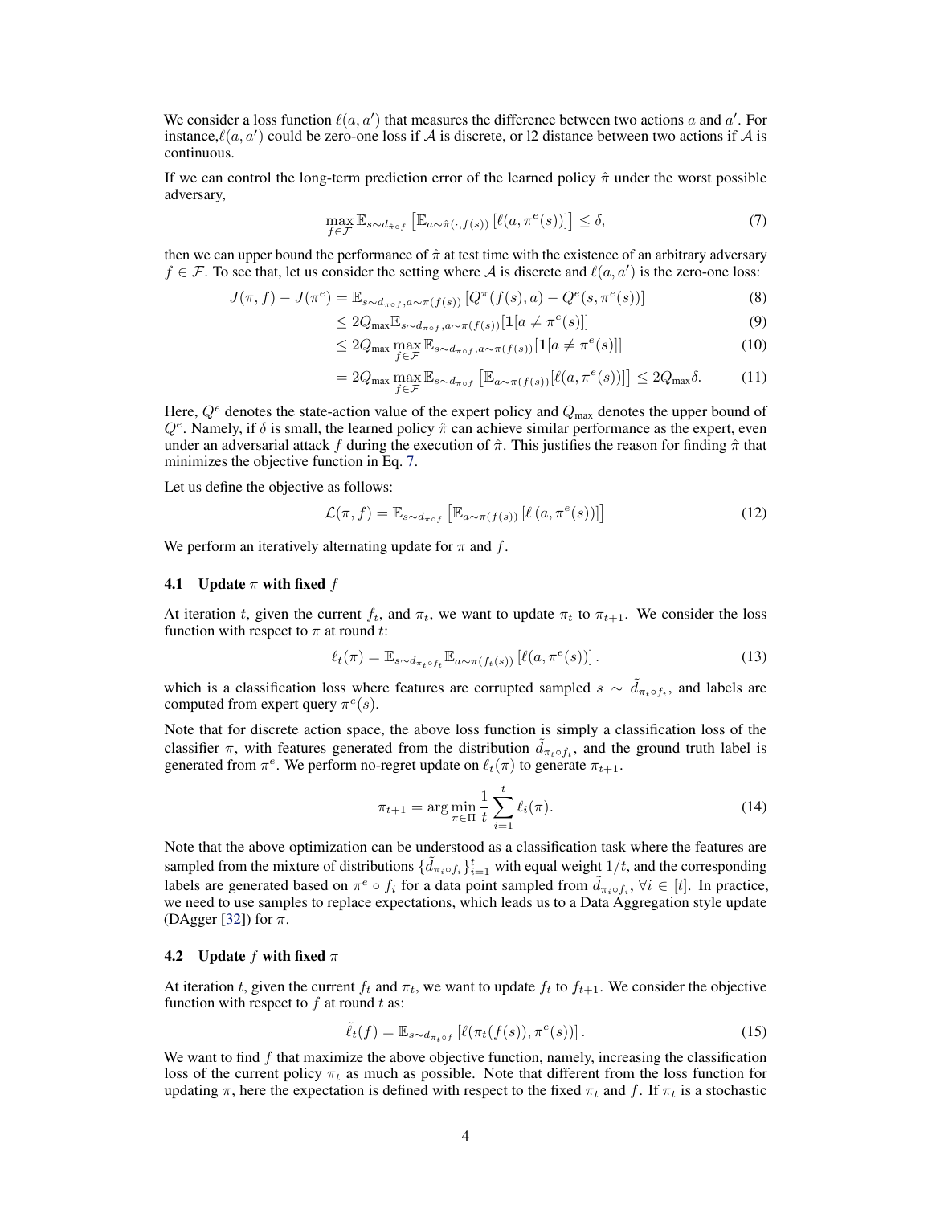We consider a loss function $\ell(a, a')$ that measures the difference between two actions $a$ and $a'$. For instance,$\ell(a, a')$ could be zero-one loss if $\mathcal{A}$ is discrete, or l2 distance between two actions if $\mathcal{A}$ is continuous.

If we can control the long-term prediction error of the learned policy $\hat{\pi}$ under the worst possible adversary,

$$\max_{f \in \mathcal{F}} \mathbb{E}_{s \sim d_{\hat{\pi} \circ f}} \left[ \mathbb{E}_{a \sim \hat{\pi}(\cdot, f(s))} \left[ \ell(a, \pi^e(s)) \right] \right] \leq \delta, \tag{7}$$

then we can upper bound the performance of $\hat{\pi}$ at test time with the existence of an arbitrary adversary $f \in \mathcal{F}$. To see that, let us consider the setting where $\mathcal{A}$ is discrete and $\ell(a, a')$ is the zero-one loss:

$$J(\pi, f) - J(\pi^e) = \mathbb{E}_{s \sim d_{\pi \circ f}, a \sim \pi(f(s))} \left[ Q^{\pi}(f(s), a) - Q^e(s, \pi^e(s)) \right] \tag{8}$$

$$\leq 2Q_{\max} \mathbb{E}_{s \sim d_{\pi \circ f}, a \sim \pi(f(s))} [\mathbf{1}[a \neq \pi^e(s)]] \tag{9}$$

$$\leq 2Q_{\max} \max_{f \in \mathcal{F}} \mathbb{E}_{s \sim d_{\pi \circ f}, a \sim \pi(f(s))} [\mathbf{1}[a \neq \pi^e(s)]] \tag{10}$$

$$= 2Q_{\max} \max_{f \in \mathcal{F}} \mathbb{E}_{s \sim d_{\pi \circ f}} \left[ \mathbb{E}_{a \sim \pi(f(s))} [\ell(a, \pi^e(s))] \right] \leq 2Q_{\max} \delta. \tag{11}$$

Here, $Q^e$ denotes the state-action value of the expert policy and $Q_{\max}$ denotes the upper bound of $Q^e$. Namely, if $\delta$ is small, the learned policy $\hat{\pi}$ can achieve similar performance as the expert, even under an adversarial attack $f$ during the execution of $\hat{\pi}$. This justifies the reason for finding $\hat{\pi}$ that minimizes the objective function in Eq. 7.

Let us define the objective as follows:

$$\mathcal{L}(\pi, f) = \mathbb{E}_{s \sim d_{\pi \circ f}} \left[ \mathbb{E}_{a \sim \pi(f(s))} \left[ \ell\left(a, \pi^e(s)\right) \right] \right] \tag{12}$$

We perform an iteratively alternating update for $\pi$ and $f$.

### 4.1 Update $\pi$ with fixed $f$

At iteration $t$, given the current $f_t$, and $\pi_t$, we want to update $\pi_t$ to $\pi_{t+1}$. We consider the loss function with respect to $\pi$ at round $t$:

$$\ell_t(\pi) = \mathbb{E}_{s \sim d_{\pi_t \circ f_t}} \mathbb{E}_{a \sim \pi(f_t(s))} \left[ \ell(a, \pi^e(s)) \right]. \tag{13}$$

which is a classification loss where features are corrupted sampled $s \sim \tilde{d}_{\pi_t \circ f_t}$, and labels are computed from expert query $\pi^e(s)$.

Note that for discrete action space, the above loss function is simply a classification loss of the classifier $\pi$, with features generated from the distribution $\tilde{d}_{\pi_t \circ f_t}$, and the ground truth label is generated from $\pi^e$. We perform no-regret update on $\ell_t(\pi)$ to generate $\pi_{t+1}$.

$$\pi_{t+1} = \arg\min_{\pi \in \Pi} \frac{1}{t} \sum_{i=1}^{t} \ell_i(\pi). \tag{14}$$

Note that the above optimization can be understood as a classification task where the features are sampled from the mixture of distributions $\{\tilde{d}_{\pi_i \circ f_i}\}_{i=1}^t$ with equal weight $1/t$, and the corresponding labels are generated based on $\pi^e \circ f_i$ for a data point sampled from $\tilde{d}_{\pi_i \circ f_i}$, $\forall i \in [t]$. In practice, we need to use samples to replace expectations, which leads us to a Data Aggregation style update (DAgger [32]) for $\pi$.

### 4.2 Update $f$ with fixed $\pi$

At iteration $t$, given the current $f_t$ and $\pi_t$, we want to update $f_t$ to $f_{t+1}$. We consider the objective function with respect to $f$ at round $t$ as:

$$\tilde{\ell}_t(f) = \mathbb{E}_{s \sim d_{\pi_t \circ f}} \left[ \ell(\pi_t(f(s)), \pi^e(s)) \right]. \tag{15}$$

We want to find $f$ that maximize the above objective function, namely, increasing the classification loss of the current policy $\pi_t$ as much as possible. Note that different from the loss function for updating $\pi$, here the expectation is defined with respect to the fixed $\pi_t$ and $f$. If $\pi_t$ is a stochastic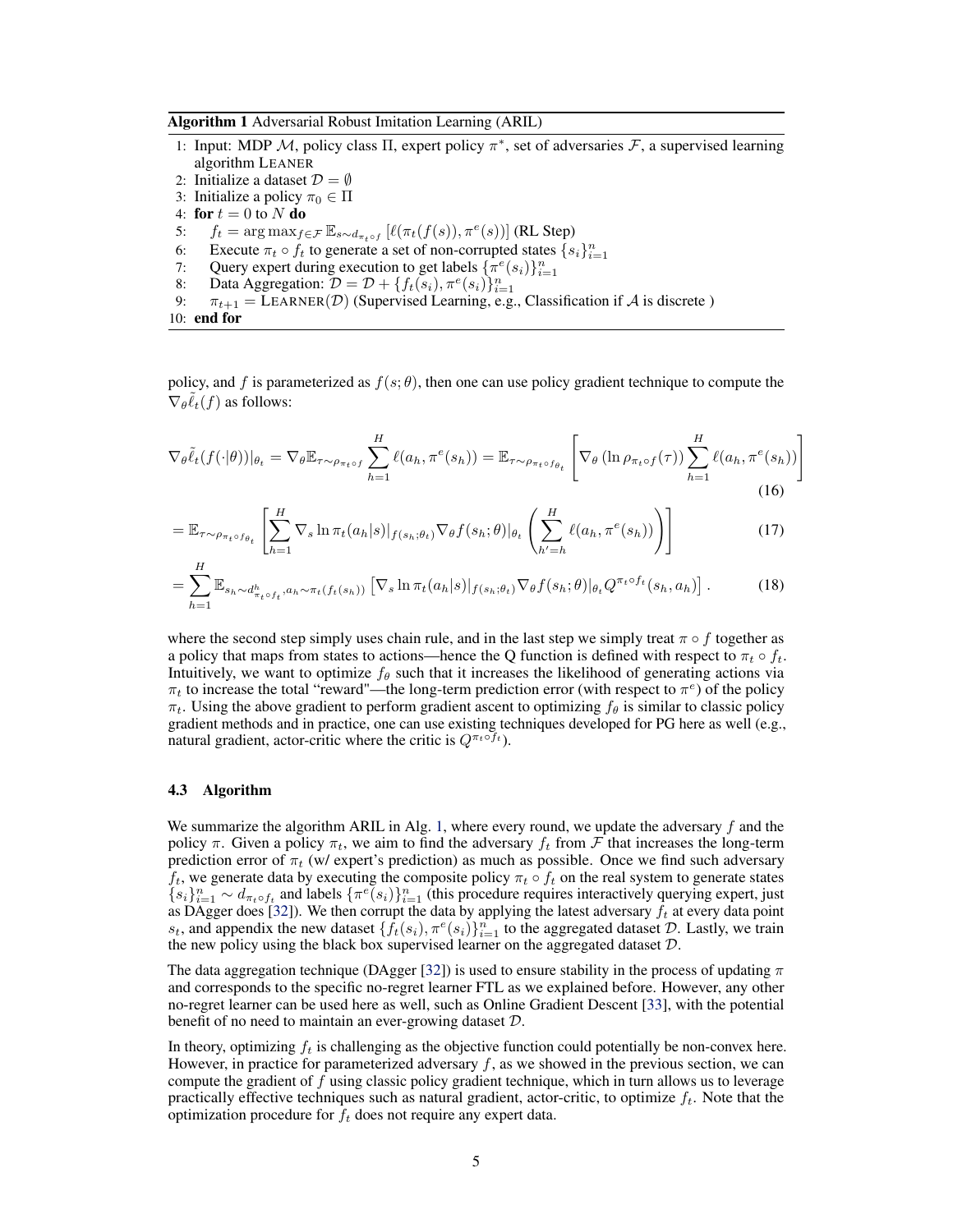**Algorithm 1** Adversarial Robust Imitation Learning (ARIL)

1: Input: MDP $\mathcal{M}$, policy class $\Pi$, expert policy $\pi^*$, set of adversaries $\mathcal{F}$, a supervised learning algorithm LEANER
2: Initialize a dataset $\mathcal{D} = \emptyset$
3: Initialize a policy $\pi_0 \in \Pi$
4: **for** $t = 0$ to $N$ **do**
5: $\quad f_t = \arg\max_{f \in \mathcal{F}} \mathbb{E}_{s \sim d_{\pi_t \circ f}} \left[\ell(\pi_t(f(s)), \pi^e(s))\right]$ (RL Step)
6: $\quad$ Execute $\pi_t \circ f_t$ to generate a set of non-corrupted states $\{s_i\}_{i=1}^n$
7: $\quad$ Query expert during execution to get labels $\{\pi^e(s_i)\}_{i=1}^n$
8: $\quad$ Data Aggregation: $\mathcal{D} = \mathcal{D} + \{f_t(s_i), \pi^e(s_i)\}_{i=1}^n$
9: $\quad \pi_{t+1} = \text{LEARNER}(\mathcal{D})$ (Supervised Learning, e.g., Classification if $\mathcal{A}$ is discrete )
10: **end for**

policy, and $f$ is parameterized as $f(s;\theta)$, then one can use policy gradient technique to compute the $\nabla_\theta \tilde{\ell}_t(f)$ as follows:

$$\nabla_\theta \tilde{\ell}_t(f(\cdot|\theta))|_{\theta_t} = \nabla_\theta \mathbb{E}_{\tau \sim \rho_{\pi_t \circ f}} \sum_{h=1}^{H} \ell(a_h, \pi^e(s_h)) = \mathbb{E}_{\tau \sim \rho_{\pi_t \circ f_{\theta_t}}} \left[ \nabla_\theta \left(\ln \rho_{\pi_t \circ f}(\tau)\right) \sum_{h=1}^{H} \ell(a_h, \pi^e(s_h)) \right] \tag{16}$$

$$= \mathbb{E}_{\tau \sim \rho_{\pi_t \circ f_{\theta_t}}} \left[ \sum_{h=1}^{H} \nabla_s \ln \pi_t(a_h|s)|_{f(s_h;\theta_t)} \nabla_\theta f(s_h;\theta)|_{\theta_t} \left( \sum_{h'=h}^{H} \ell(a_h, \pi^e(s_h)) \right) \right] \tag{17}$$

$$= \sum_{h=1}^{H} \mathbb{E}_{s_h \sim d^h_{\pi_t \circ f_t}, a_h \sim \pi_t(f_t(s_h))} \left[ \nabla_s \ln \pi_t(a_h|s)|_{f(s_h;\theta_t)} \nabla_\theta f(s_h;\theta)|_{\theta_t} Q^{\pi_t \circ f_t}(s_h, a_h) \right]. \tag{18}$$

where the second step simply uses chain rule, and in the last step we simply treat $\pi \circ f$ together as a policy that maps from states to actions—hence the Q function is defined with respect to $\pi_t \circ f_t$. Intuitively, we want to optimize $f_\theta$ such that it increases the likelihood of generating actions via $\pi_t$ to increase the total "reward"—the long-term prediction error (with respect to $\pi^e$) of the policy $\pi_t$. Using the above gradient to perform gradient ascent to optimizing $f_\theta$ is similar to classic policy gradient methods and in practice, one can use existing techniques developed for PG here as well (e.g., natural gradient, actor-critic where the critic is $Q^{\pi_t \circ f_t}$).

### 4.3 Algorithm

We summarize the algorithm ARIL in Alg. 1, where every round, we update the adversary $f$ and the policy $\pi$. Given a policy $\pi_t$, we aim to find the adversary $f_t$ from $\mathcal{F}$ that increases the long-term prediction error of $\pi_t$ (w/ expert's prediction) as much as possible. Once we find such adversary $f_t$, we generate data by executing the composite policy $\pi_t \circ f_t$ on the real system to generate states $\{s_i\}_{i=1}^n \sim d_{\pi_t \circ f_t}$ and labels $\{\pi^e(s_i)\}_{i=1}^n$ (this procedure requires interactively querying expert, just as DAgger does [32]). We then corrupt the data by applying the latest adversary $f_t$ at every data point $s_t$, and appendix the new dataset $\{f_t(s_i), \pi^e(s_i)\}_{i=1}^n$ to the aggregated dataset $\mathcal{D}$. Lastly, we train the new policy using the black box supervised learner on the aggregated dataset $\mathcal{D}$.

The data aggregation technique (DAgger [32]) is used to ensure stability in the process of updating $\pi$ and corresponds to the specific no-regret learner FTL as we explained before. However, any other no-regret learner can be used here as well, such as Online Gradient Descent [33], with the potential benefit of no need to maintain an ever-growing dataset $\mathcal{D}$.

In theory, optimizing $f_t$ is challenging as the objective function could potentially be non-convex here. However, in practice for parameterized adversary $f$, as we showed in the previous section, we can compute the gradient of $f$ using classic policy gradient technique, which in turn allows us to leverage practically effective techniques such as natural gradient, actor-critic, to optimize $f_t$. Note that the optimization procedure for $f_t$ does not require any expert data.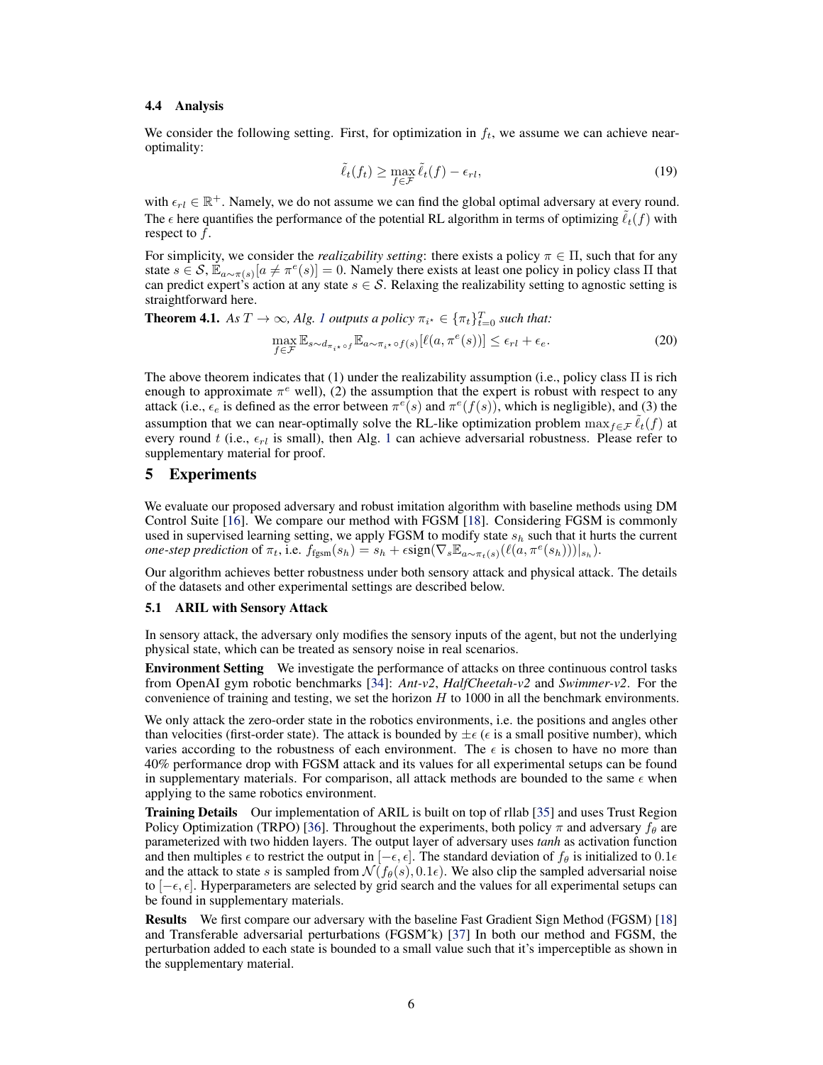### 4.4 Analysis

We consider the following setting. First, for optimization in $f_t$, we assume we can achieve near-optimality:

$$\tilde{\ell}_t(f_t) \geq \max_{f \in \mathcal{F}} \tilde{\ell}_t(f) - \epsilon_{rl}, \tag{19}$$

with $\epsilon_{rl} \in \mathbb{R}^+$. Namely, we do not assume we can find the global optimal adversary at every round. The $\epsilon$ here quantifies the performance of the potential RL algorithm in terms of optimizing $\tilde{\ell}_t(f)$ with respect to $f$.

For simplicity, we consider the *realizability setting*: there exists a policy $\pi \in \Pi$, such that for any state $s \in \mathcal{S}, \mathbb{E}_{a \sim \pi(s)}[a \neq \pi^e(s)] = 0$. Namely there exists at least one policy in policy class $\Pi$ that can predict expert's action at any state $s \in \mathcal{S}$. Relaxing the realizability setting to agnostic setting is straightforward here.

**Theorem 4.1.** *As $T \to \infty$, Alg. 1 outputs a policy $\pi_{i^\star} \in \{\pi_t\}_{t=0}^T$ such that:*

$$\max_{f \in \mathcal{F}} \mathbb{E}_{s \sim d_{\pi_{i^\star} \circ f}} \mathbb{E}_{a \sim \pi_{i^\star} \circ f(s)}[\ell(a, \pi^e(s))] \leq \epsilon_{rl} + \epsilon_e. \tag{20}$$

The above theorem indicates that (1) under the realizability assumption (i.e., policy class $\Pi$ is rich enough to approximate $\pi^e$ well), (2) the assumption that the expert is robust with respect to any attack (i.e., $\epsilon_e$ is defined as the error between $\pi^e(s)$ and $\pi^e(f(s))$, which is negligible), and (3) the assumption that we can near-optimally solve the RL-like optimization problem $\max_{f \in \mathcal{F}} \tilde{\ell}_t(f)$ at every round $t$ (i.e., $\epsilon_{rl}$ is small), then Alg. 1 can achieve adversarial robustness. Please refer to supplementary material for proof.

## 5 Experiments

We evaluate our proposed adversary and robust imitation algorithm with baseline methods using DM Control Suite [16]. We compare our method with FGSM [18]. Considering FGSM is commonly used in supervised learning setting, we apply FGSM to modify state $s_h$ such that it hurts the current *one-step prediction* of $\pi_t$, i.e. $f_{\text{fgsm}}(s_h) = s_h + \epsilon \text{sign}(\nabla_s \mathbb{E}_{a \sim \pi_t(s)}(\ell(a, \pi^e(s_h)))|_{s_h})$.

Our algorithm achieves better robustness under both sensory attack and physical attack. The details of the datasets and other experimental settings are described below.

### 5.1 ARIL with Sensory Attack

In sensory attack, the adversary only modifies the sensory inputs of the agent, but not the underlying physical state, which can be treated as sensory noise in real scenarios.

**Environment Setting** We investigate the performance of attacks on three continuous control tasks from OpenAI gym robotic benchmarks [34]: *Ant-v2*, *HalfCheetah-v2* and *Swimmer-v2*. For the convenience of training and testing, we set the horizon $H$ to 1000 in all the benchmark environments.

We only attack the zero-order state in the robotics environments, i.e. the positions and angles other than velocities (first-order state). The attack is bounded by $\pm\epsilon$ ($\epsilon$ is a small positive number), which varies according to the robustness of each environment. The $\epsilon$ is chosen to have no more than 40% performance drop with FGSM attack and its values for all experimental setups can be found in supplementary materials. For comparison, all attack methods are bounded to the same $\epsilon$ when applying to the same robotics environment.

**Training Details** Our implementation of ARIL is built on top of rllab [35] and uses Trust Region Policy Optimization (TRPO) [36]. Throughout the experiments, both policy $\pi$ and adversary $f_\theta$ are parameterized with two hidden layers. The output layer of adversary uses *tanh* as activation function and then multiples $\epsilon$ to restrict the output in $[-\epsilon, \epsilon]$. The standard deviation of $f_\theta$ is initialized to $0.1\epsilon$ and the attack to state $s$ is sampled from $\mathcal{N}(f_\theta(s), 0.1\epsilon)$. We also clip the sampled adversarial noise to $[-\epsilon, \epsilon]$. Hyperparameters are selected by grid search and the values for all experimental setups can be found in supplementary materials.

**Results** We first compare our adversary with the baseline Fast Gradient Sign Method (FGSM) [18] and Transferable adversarial perturbations (FGSMˆk) [37] In both our method and FGSM, the perturbation added to each state is bounded to a small value such that it's imperceptible as shown in the supplementary material.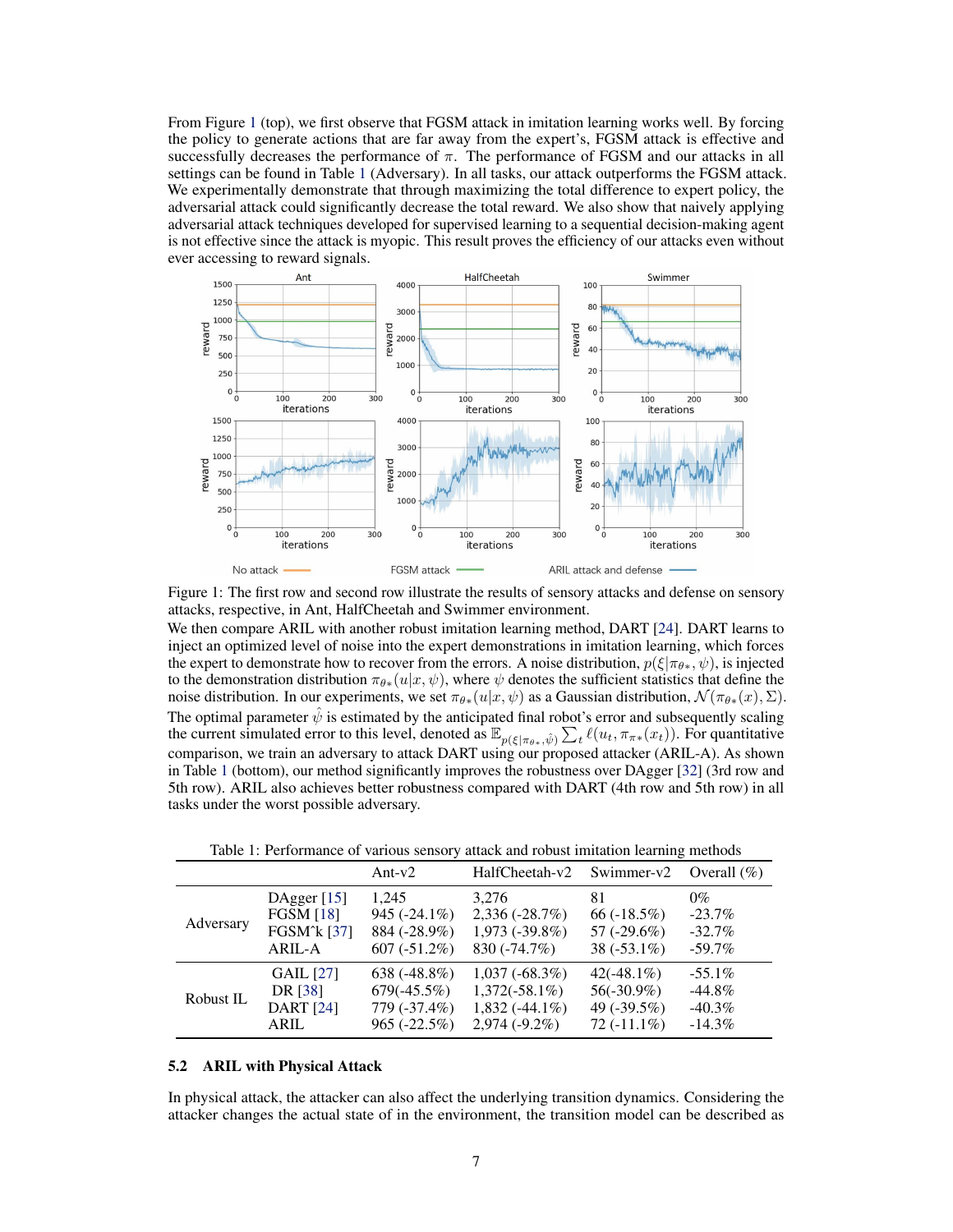From Figure 1 (top), we first observe that FGSM attack in imitation learning works well. By forcing the policy to generate actions that are far away from the expert's, FGSM attack is effective and successfully decreases the performance of $\pi$. The performance of FGSM and our attacks in all settings can be found in Table 1 (Adversary). In all tasks, our attack outperforms the FGSM attack. We experimentally demonstrate that through maximizing the total difference to expert policy, the adversarial attack could significantly decrease the total reward. We also show that naively applying adversarial attack techniques developed for supervised learning to a sequential decision-making agent is not effective since the attack is myopic. This result proves the efficiency of our attacks even without ever accessing to reward signals.

Figure 1: The first row and second row illustrate the results of sensory attacks and defense on sensory attacks, respective, in Ant, HalfCheetah and Swimmer environment.

We then compare ARIL with another robust imitation learning method, DART [24]. DART learns to inject an optimized level of noise into the expert demonstrations in imitation learning, which forces the expert to demonstrate how to recover from the errors. A noise distribution, $p(\xi|\pi_{\theta*}, \psi)$, is injected to the demonstration distribution $\pi_{\theta*}(u|x, \psi)$, where $\psi$ denotes the sufficient statistics that define the noise distribution. In our experiments, we set $\pi_{\theta*}(u|x, \psi)$ as a Gaussian distribution, $\mathcal{N}(\pi_{\theta*}(x), \Sigma)$. The optimal parameter $\hat{\psi}$ is estimated by the anticipated final robot's error and subsequently scaling the current simulated error to this level, denoted as $\mathbb{E}_{p(\xi|\pi_{\theta*}, \hat{\psi})} \sum_t \ell(u_t, \pi_{\pi*}(x_t))$. For quantitative comparison, we train an adversary to attack DART using our proposed attacker (ARIL-A). As shown in Table 1 (bottom), our method significantly improves the robustness over DAgger [32] (3rd row and 5th row). ARIL also achieves better robustness compared with DART (4th row and 5th row) in all tasks under the worst possible adversary.

Table 1: Performance of various sensory attack and robust imitation learning methods

| | | Ant-v2 | HalfCheetah-v2 | Swimmer-v2 | Overall (%) |
|---|---|---|---|---|---|
| Adversary | DAgger [15] | 1,245 | 3,276 | 81 | 0% |
| | FGSM [18] | 945 (-24.1%) | 2,336 (-28.7%) | 66 (-18.5%) | -23.7% |
| | FGSMˆk [37] | 884 (-28.9%) | 1,973 (-39.8%) | 57 (-29.6%) | -32.7% |
| | ARIL-A | 607 (-51.2%) | 830 (-74.7%) | 38 (-53.1%) | -59.7% |
| Robust IL | GAIL [27] | 638 (-48.8%) | 1,037 (-68.3%) | 42(-48.1%) | -55.1% |
| | DR [38] | 679(-45.5%) | 1,372(-58.1%) | 56(-30.9%) | -44.8% |
| | DART [24] | 779 (-37.4%) | 1,832 (-44.1%) | 49 (-39.5%) | -40.3% |
| | ARIL | 965 (-22.5%) | 2,974 (-9.2%) | 72 (-11.1%) | -14.3% |

### 5.2 ARIL with Physical Attack

In physical attack, the attacker can also affect the underlying transition dynamics. Considering the attacker changes the actual state of in the environment, the transition model can be described as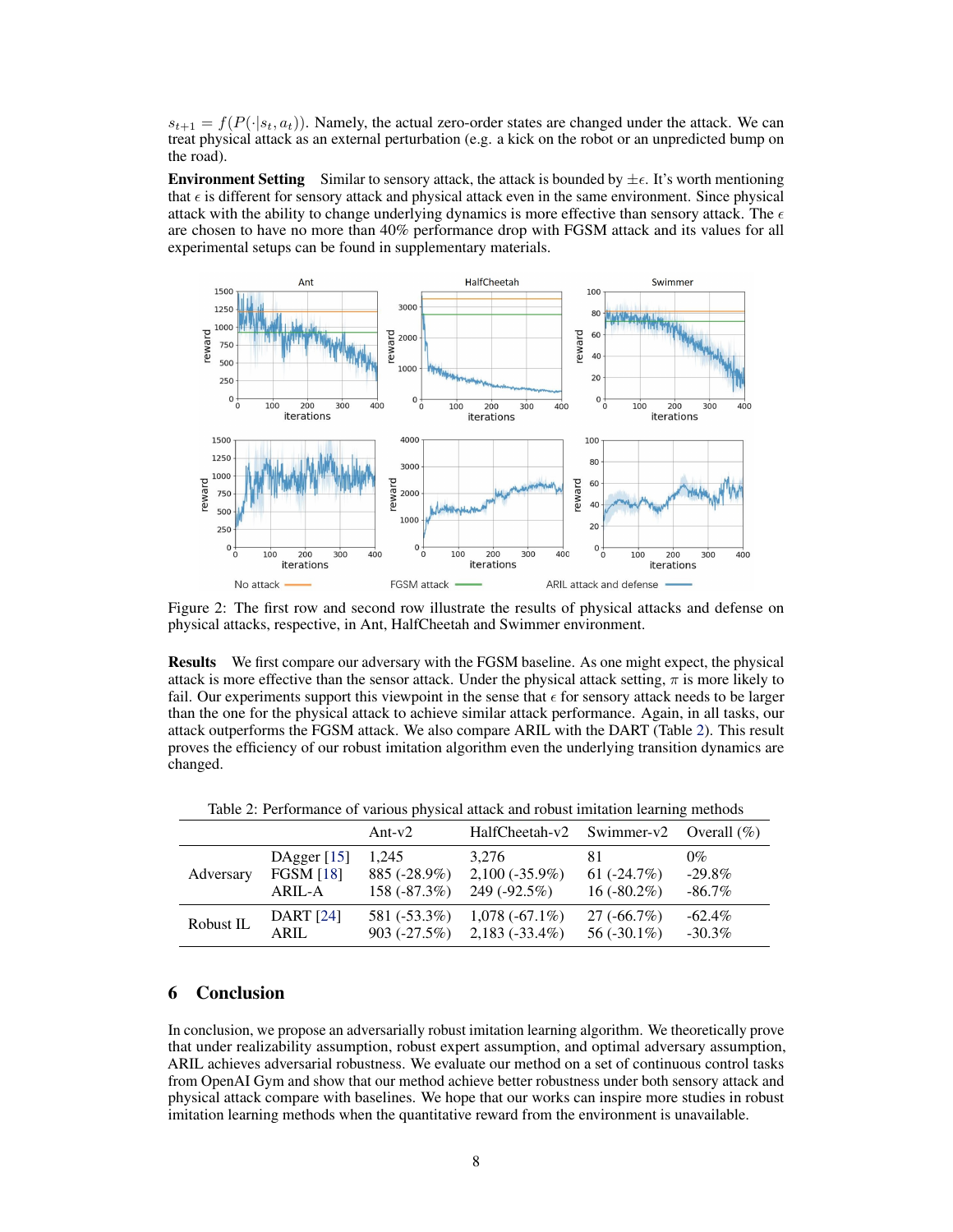$s_{t+1} = f(P(\cdot|s_t, a_t))$. Namely, the actual zero-order states are changed under the attack. We can treat physical attack as an external perturbation (e.g. a kick on the robot or an unpredicted bump on the road).

**Environment Setting** Similar to sensory attack, the attack is bounded by $\pm\epsilon$. It's worth mentioning that $\epsilon$ is different for sensory attack and physical attack even in the same environment. Since physical attack with the ability to change underlying dynamics is more effective than sensory attack. The $\epsilon$ are chosen to have no more than 40% performance drop with FGSM attack and its values for all experimental setups can be found in supplementary materials.

Figure 2: The first row and second row illustrate the results of physical attacks and defense on physical attacks, respective, in Ant, HalfCheetah and Swimmer environment.

**Results** We first compare our adversary with the FGSM baseline. As one might expect, the physical attack is more effective than the sensor attack. Under the physical attack setting, $\pi$ is more likely to fail. Our experiments support this viewpoint in the sense that $\epsilon$ for sensory attack needs to be larger than the one for the physical attack to achieve similar attack performance. Again, in all tasks, our attack outperforms the FGSM attack. We also compare ARIL with the DART (Table 2). This result proves the efficiency of our robust imitation algorithm even the underlying transition dynamics are changed.

Table 2: Performance of various physical attack and robust imitation learning methods

| | | Ant-v2 | HalfCheetah-v2 | Swimmer-v2 | Overall (%) |
|---|---|---|---|---|---|
| Adversary | DAgger [15] | 1,245 | 3,276 | 81 | 0% |
| | FGSM [18] | 885 (-28.9%) | 2,100 (-35.9%) | 61 (-24.7%) | -29.8% |
| | ARIL-A | 158 (-87.3%) | 249 (-92.5%) | 16 (-80.2%) | -86.7% |
| Robust IL | DART [24] | 581 (-53.3%) | 1,078 (-67.1%) | 27 (-66.7%) | -62.4% |
| | ARIL | 903 (-27.5%) | 2,183 (-33.4%) | 56 (-30.1%) | -30.3% |

## 6 Conclusion

In conclusion, we propose an adversarially robust imitation learning algorithm. We theoretically prove that under realizability assumption, robust expert assumption, and optimal adversary assumption, ARIL achieves adversarial robustness. We evaluate our method on a set of continuous control tasks from OpenAI Gym and show that our method achieve better robustness under both sensory attack and physical attack compare with baselines. We hope that our works can inspire more studies in robust imitation learning methods when the quantitative reward from the environment is unavailable.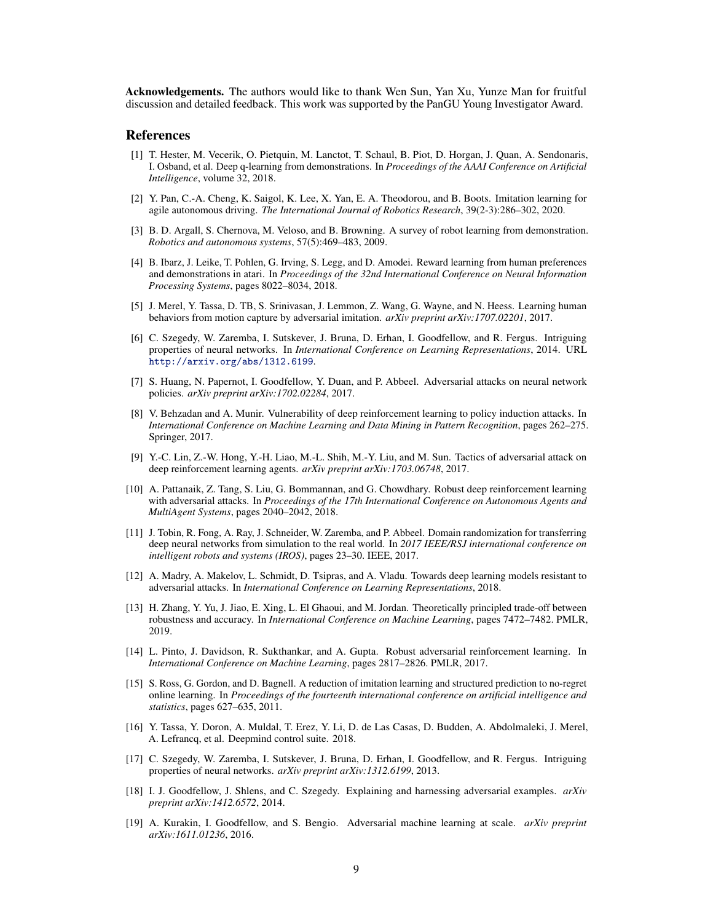**Acknowledgements.** The authors would like to thank Wen Sun, Yan Xu, Yunze Man for fruitful discussion and detailed feedback. This work was supported by the PanGU Young Investigator Award.

## References

[1] T. Hester, M. Vecerik, O. Pietquin, M. Lanctot, T. Schaul, B. Piot, D. Horgan, J. Quan, A. Sendonaris, I. Osband, et al. Deep q-learning from demonstrations. In *Proceedings of the AAAI Conference on Artificial Intelligence*, volume 32, 2018.

[2] Y. Pan, C.-A. Cheng, K. Saigol, K. Lee, X. Yan, E. A. Theodorou, and B. Boots. Imitation learning for agile autonomous driving. *The International Journal of Robotics Research*, 39(2-3):286–302, 2020.

[3] B. D. Argall, S. Chernova, M. Veloso, and B. Browning. A survey of robot learning from demonstration. *Robotics and autonomous systems*, 57(5):469–483, 2009.

[4] B. Ibarz, J. Leike, T. Pohlen, G. Irving, S. Legg, and D. Amodei. Reward learning from human preferences and demonstrations in atari. In *Proceedings of the 32nd International Conference on Neural Information Processing Systems*, pages 8022–8034, 2018.

[5] J. Merel, Y. Tassa, D. TB, S. Srinivasan, J. Lemmon, Z. Wang, G. Wayne, and N. Heess. Learning human behaviors from motion capture by adversarial imitation. *arXiv preprint arXiv:1707.02201*, 2017.

[6] C. Szegedy, W. Zaremba, I. Sutskever, J. Bruna, D. Erhan, I. Goodfellow, and R. Fergus. Intriguing properties of neural networks. In *International Conference on Learning Representations*, 2014. URL http://arxiv.org/abs/1312.6199.

[7] S. Huang, N. Papernot, I. Goodfellow, Y. Duan, and P. Abbeel. Adversarial attacks on neural network policies. *arXiv preprint arXiv:1702.02284*, 2017.

[8] V. Behzadan and A. Munir. Vulnerability of deep reinforcement learning to policy induction attacks. In *International Conference on Machine Learning and Data Mining in Pattern Recognition*, pages 262–275. Springer, 2017.

[9] Y.-C. Lin, Z.-W. Hong, Y.-H. Liao, M.-L. Shih, M.-Y. Liu, and M. Sun. Tactics of adversarial attack on deep reinforcement learning agents. *arXiv preprint arXiv:1703.06748*, 2017.

[10] A. Pattanaik, Z. Tang, S. Liu, G. Bommannan, and G. Chowdhary. Robust deep reinforcement learning with adversarial attacks. In *Proceedings of the 17th International Conference on Autonomous Agents and MultiAgent Systems*, pages 2040–2042, 2018.

[11] J. Tobin, R. Fong, A. Ray, J. Schneider, W. Zaremba, and P. Abbeel. Domain randomization for transferring deep neural networks from simulation to the real world. In *2017 IEEE/RSJ international conference on intelligent robots and systems (IROS)*, pages 23–30. IEEE, 2017.

[12] A. Madry, A. Makelov, L. Schmidt, D. Tsipras, and A. Vladu. Towards deep learning models resistant to adversarial attacks. In *International Conference on Learning Representations*, 2018.

[13] H. Zhang, Y. Yu, J. Jiao, E. Xing, L. El Ghaoui, and M. Jordan. Theoretically principled trade-off between robustness and accuracy. In *International Conference on Machine Learning*, pages 7472–7482. PMLR, 2019.

[14] L. Pinto, J. Davidson, R. Sukthankar, and A. Gupta. Robust adversarial reinforcement learning. In *International Conference on Machine Learning*, pages 2817–2826. PMLR, 2017.

[15] S. Ross, G. Gordon, and D. Bagnell. A reduction of imitation learning and structured prediction to no-regret online learning. In *Proceedings of the fourteenth international conference on artificial intelligence and statistics*, pages 627–635, 2011.

[16] Y. Tassa, Y. Doron, A. Muldal, T. Erez, Y. Li, D. de Las Casas, D. Budden, A. Abdolmaleki, J. Merel, A. Lefrancq, et al. Deepmind control suite. 2018.

[17] C. Szegedy, W. Zaremba, I. Sutskever, J. Bruna, D. Erhan, I. Goodfellow, and R. Fergus. Intriguing properties of neural networks. *arXiv preprint arXiv:1312.6199*, 2013.

[18] I. J. Goodfellow, J. Shlens, and C. Szegedy. Explaining and harnessing adversarial examples. *arXiv preprint arXiv:1412.6572*, 2014.

[19] A. Kurakin, I. Goodfellow, and S. Bengio. Adversarial machine learning at scale. *arXiv preprint arXiv:1611.01236*, 2016.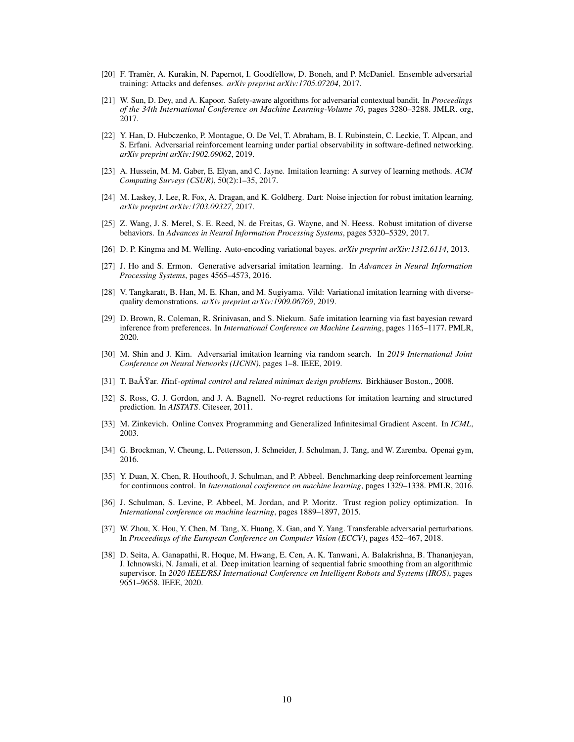[20] F. Tramèr, A. Kurakin, N. Papernot, I. Goodfellow, D. Boneh, and P. McDaniel. Ensemble adversarial training: Attacks and defenses. *arXiv preprint arXiv:1705.07204*, 2017.

[21] W. Sun, D. Dey, and A. Kapoor. Safety-aware algorithms for adversarial contextual bandit. In *Proceedings of the 34th International Conference on Machine Learning-Volume 70*, pages 3280–3288. JMLR. org, 2017.

[22] Y. Han, D. Hubczenko, P. Montague, O. De Vel, T. Abraham, B. I. Rubinstein, C. Leckie, T. Alpcan, and S. Erfani. Adversarial reinforcement learning under partial observability in software-defined networking. *arXiv preprint arXiv:1902.09062*, 2019.

[23] A. Hussein, M. M. Gaber, E. Elyan, and C. Jayne. Imitation learning: A survey of learning methods. *ACM Computing Surveys (CSUR)*, 50(2):1–35, 2017.

[24] M. Laskey, J. Lee, R. Fox, A. Dragan, and K. Goldberg. Dart: Noise injection for robust imitation learning. *arXiv preprint arXiv:1703.09327*, 2017.

[25] Z. Wang, J. S. Merel, S. E. Reed, N. de Freitas, G. Wayne, and N. Heess. Robust imitation of diverse behaviors. In *Advances in Neural Information Processing Systems*, pages 5320–5329, 2017.

[26] D. P. Kingma and M. Welling. Auto-encoding variational bayes. *arXiv preprint arXiv:1312.6114*, 2013.

[27] J. Ho and S. Ermon. Generative adversarial imitation learning. In *Advances in Neural Information Processing Systems*, pages 4565–4573, 2016.

[28] V. Tangkaratt, B. Han, M. E. Khan, and M. Sugiyama. Vild: Variational imitation learning with diverse-quality demonstrations. *arXiv preprint arXiv:1909.06769*, 2019.

[29] D. Brown, R. Coleman, R. Srinivasan, and S. Niekum. Safe imitation learning via fast bayesian reward inference from preferences. In *International Conference on Machine Learning*, pages 1165–1177. PMLR, 2020.

[30] M. Shin and J. Kim. Adversarial imitation learning via random search. In *2019 International Joint Conference on Neural Networks (IJCNN)*, pages 1–8. IEEE, 2019.

[31] T. BaÅŸar. *Hinf-optimal control and related minimax design problems*. Birkhäuser Boston., 2008.

[32] S. Ross, G. J. Gordon, and J. A. Bagnell. No-regret reductions for imitation learning and structured prediction. In *AISTATS*. Citeseer, 2011.

[33] M. Zinkevich. Online Convex Programming and Generalized Infinitesimal Gradient Ascent. In *ICML*, 2003.

[34] G. Brockman, V. Cheung, L. Pettersson, J. Schneider, J. Schulman, J. Tang, and W. Zaremba. Openai gym, 2016.

[35] Y. Duan, X. Chen, R. Houthooft, J. Schulman, and P. Abbeel. Benchmarking deep reinforcement learning for continuous control. In *International conference on machine learning*, pages 1329–1338. PMLR, 2016.

[36] J. Schulman, S. Levine, P. Abbeel, M. Jordan, and P. Moritz. Trust region policy optimization. In *International conference on machine learning*, pages 1889–1897, 2015.

[37] W. Zhou, X. Hou, Y. Chen, M. Tang, X. Huang, X. Gan, and Y. Yang. Transferable adversarial perturbations. In *Proceedings of the European Conference on Computer Vision (ECCV)*, pages 452–467, 2018.

[38] D. Seita, A. Ganapathi, R. Hoque, M. Hwang, E. Cen, A. K. Tanwani, A. Balakrishna, B. Thananjeyan, J. Ichnowski, N. Jamali, et al. Deep imitation learning of sequential fabric smoothing from an algorithmic supervisor. In *2020 IEEE/RSJ International Conference on Intelligent Robots and Systems (IROS)*, pages 9651–9658. IEEE, 2020.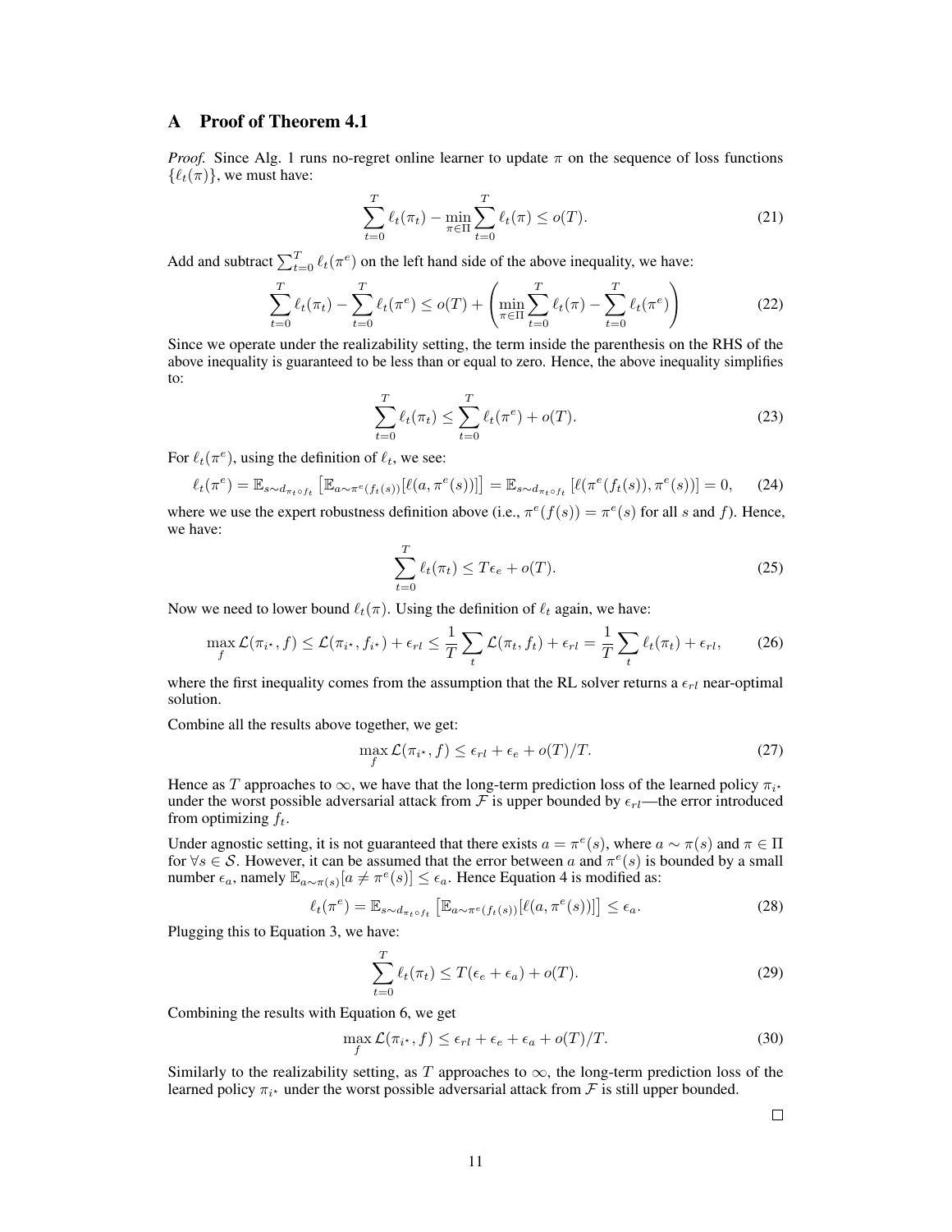## A Proof of Theorem 4.1

*Proof.* Since Alg. 1 runs no-regret online learner to update $\pi$ on the sequence of loss functions $\{\ell_t(\pi)\}$, we must have:

$$\sum_{t=0}^{T} \ell_t(\pi_t) - \min_{\pi \in \Pi} \sum_{t=0}^{T} \ell_t(\pi) \leq o(T). \tag{21}$$

Add and subtract $\sum_{t=0}^{T} \ell_t(\pi^e)$ on the left hand side of the above inequality, we have:

$$\sum_{t=0}^{T} \ell_t(\pi_t) - \sum_{t=0}^{T} \ell_t(\pi^e) \leq o(T) + \left( \min_{\pi \in \Pi} \sum_{t=0}^{T} \ell_t(\pi) - \sum_{t=0}^{T} \ell_t(\pi^e) \right) \tag{22}$$

Since we operate under the realizability setting, the term inside the parenthesis on the RHS of the above inequality is guaranteed to be less than or equal to zero. Hence, the above inequality simplifies to:

$$\sum_{t=0}^{T} \ell_t(\pi_t) \leq \sum_{t=0}^{T} \ell_t(\pi^e) + o(T). \tag{23}$$

For $\ell_t(\pi^e)$, using the definition of $\ell_t$, we see:

$$\ell_t(\pi^e) = \mathbb{E}_{s \sim d_{\pi_t \circ f_t}} \left[ \mathbb{E}_{a \sim \pi^e(f_t(s))} [\ell(a, \pi^e(s))] \right] = \mathbb{E}_{s \sim d_{\pi_t \circ f_t}} \left[ \ell(\pi^e(f_t(s)), \pi^e(s)) \right] = 0, \tag{24}$$

where we use the expert robustness definition above (i.e., $\pi^e(f(s)) = \pi^e(s)$ for all $s$ and $f$). Hence, we have:

$$\sum_{t=0}^{T} \ell_t(\pi_t) \leq T\epsilon_e + o(T). \tag{25}$$

Now we need to lower bound $\ell_t(\pi)$. Using the definition of $\ell_t$ again, we have:

$$\max_f \mathcal{L}(\pi_{i^\star}, f) \leq \mathcal{L}(\pi_{i^\star}, f_{i^\star}) + \epsilon_{rl} \leq \frac{1}{T} \sum_t \mathcal{L}(\pi_t, f_t) + \epsilon_{rl} = \frac{1}{T} \sum_t \ell_t(\pi_t) + \epsilon_{rl}, \tag{26}$$

where the first inequality comes from the assumption that the RL solver returns a $\epsilon_{rl}$ near-optimal solution.

Combine all the results above together, we get:

$$\max_f \mathcal{L}(\pi_{i^\star}, f) \leq \epsilon_{rl} + \epsilon_e + o(T)/T. \tag{27}$$

Hence as $T$ approaches to $\infty$, we have that the long-term prediction loss of the learned policy $\pi_{i^\star}$ under the worst possible adversarial attack from $\mathcal{F}$ is upper bounded by $\epsilon_{rl}$—the error introduced from optimizing $f_t$.

Under agnostic setting, it is not guaranteed that there exists $a = \pi^e(s)$, where $a \sim \pi(s)$ and $\pi \in \Pi$ for $\forall s \in \mathcal{S}$. However, it can be assumed that the error between $a$ and $\pi^e(s)$ is bounded by a small number $\epsilon_a$, namely $\mathbb{E}_{a \sim \pi(s)}[a \neq \pi^e(s)] \leq \epsilon_a$. Hence Equation 4 is modified as:

$$\ell_t(\pi^e) = \mathbb{E}_{s \sim d_{\pi_t \circ f_t}} \left[ \mathbb{E}_{a \sim \pi^e(f_t(s))} [\ell(a, \pi^e(s))] \right] \leq \epsilon_a. \tag{28}$$

Plugging this to Equation 3, we have:

$$\sum_{t=0}^{T} \ell_t(\pi_t) \leq T(\epsilon_e + \epsilon_a) + o(T). \tag{29}$$

Combining the results with Equation 6, we get

$$\max_f \mathcal{L}(\pi_{i^\star}, f) \leq \epsilon_{rl} + \epsilon_e + \epsilon_a + o(T)/T. \tag{30}$$

Similarly to the realizability setting, as $T$ approaches to $\infty$, the long-term prediction loss of the learned policy $\pi_{i^\star}$ under the worst possible adversarial attack from $\mathcal{F}$ is still upper bounded.

□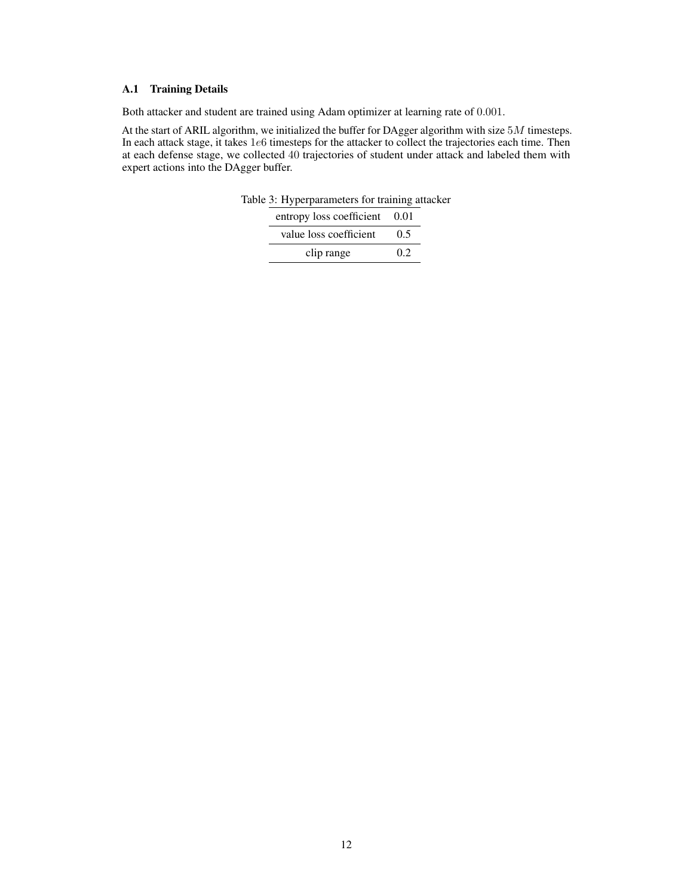### A.1 Training Details

Both attacker and student are trained using Adam optimizer at learning rate of $0.001$.

At the start of ARIL algorithm, we initialized the buffer for DAgger algorithm with size $5M$ timesteps. In each attack stage, it takes $1e6$ timesteps for the attacker to collect the trajectories each time. Then at each defense stage, we collected $40$ trajectories of student under attack and labeled them with expert actions into the DAgger buffer.

Table 3: Hyperparameters for training attacker

| | |
|---|---|
| entropy loss coefficient | 0.01 |
| value loss coefficient | 0.5 |
| clip range | 0.2 |